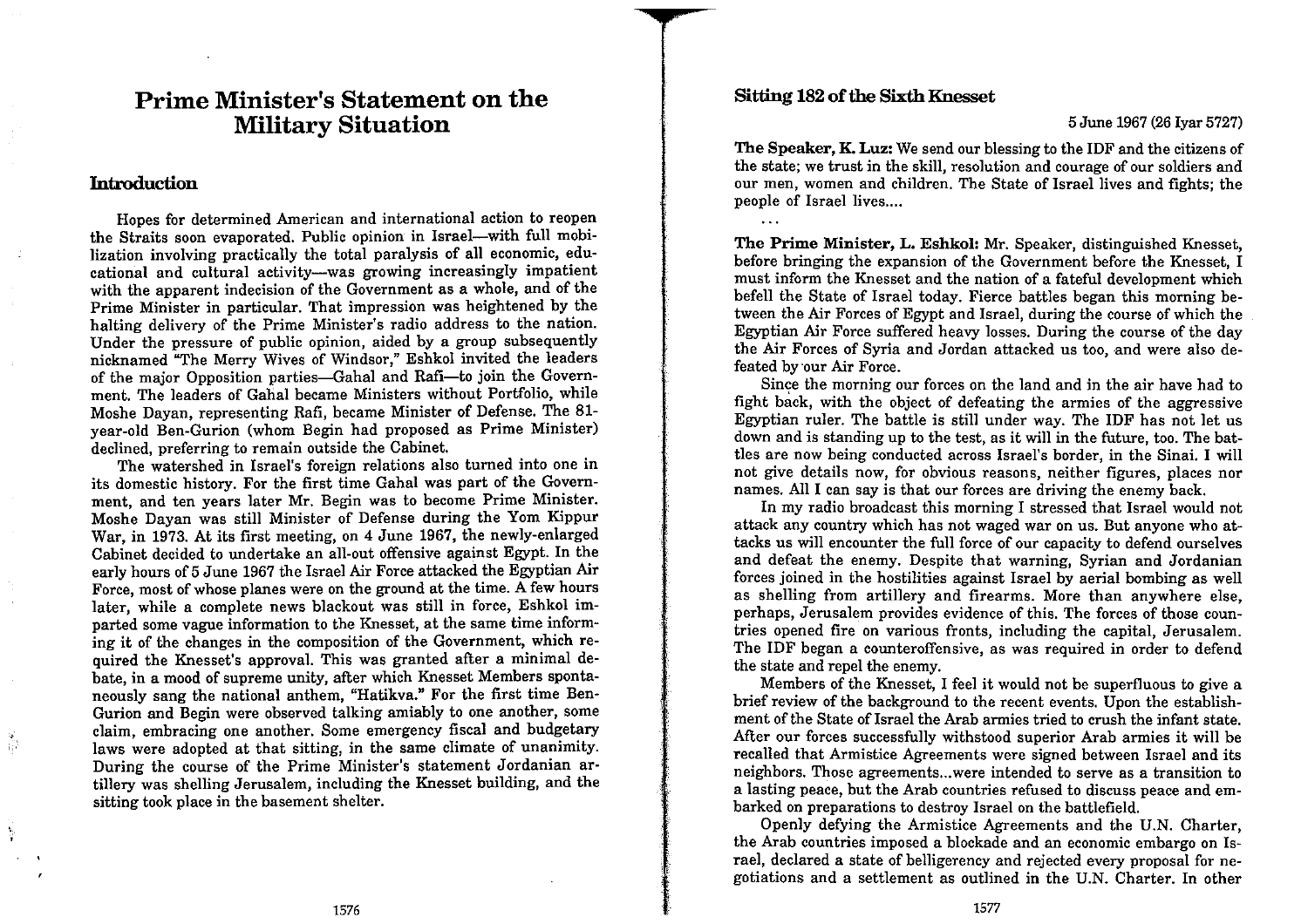# Prime Minister's Statement on the Military Situation

## Introduction

Hopes for determined American and international action to reopen the Straits soon evaporated. Public opinion in Israel—with full mobilization involving practically the total paralysis of all economic, educational and cultural activity—was growing increasingly impatient with the apparent indecision of the Government as a whole, and of the Prime Minister in particular. That impression was heightened by the halting delivery of the Prime Minister's radio address to the nation. Under the pressure of public opinion, aided by a group subsequently nicknamed "The Merry Wives of Windsor," Eshkol invited the leaders of the major Opposition parties—Gahal and Rafi—to join the Government. The leaders of Gahal became Ministers without Portfolio, while Moshe Dayan, representing Rafi, became Minister of Defense. The 81-year-old Ben-Gurion (whom Begin had proposed as Prime Minister) declined, preferring to remain outside the Cabinet.

The watershed in Israel's foreign relations also turned into one in its domestic history. For the first time Gahal was part of the Government, and ten years later Mr. Begin was to become Prime Minister. Moshe Dayan was still Minister of Defense during the Yom Kippur War, in 1973. At its first meeting, on 4 June 1967, the newly-enlarged Cabinet decided to undertake an all-out offensive against Egypt. In the early hours of 5 June 1967 the Israel Air Force attacked the Egyptian Air Force, most of whose planes were on the ground at the time. A few hours later, while a complete news blackout was still in force, Eshkol imparted some vague information to the Knesset, at the same time informing it of the changes in the composition of the Government, which required the Knesset's approval. This was granted after a minimal debate, in a mood of supreme unity, after which Knesset Members spontaneously sang the national anthem, "Hatikva." For the first time Ben-Gurion and Begin were observed talking amiably to one another, some claim, embracing one another. Some emergency fiscal and budgetary laws were adopted at that sitting, in the same climate of unanimity. During the course of the Prime Minister's statement Jordanian artillery was shelling Jerusalem, including the Knesset building, and the sitting took place in the basement shelter.

## Sitting 182 of the Sixth Knesset

5 June 1967 (26 Iyar 5727)

**The Speaker, K. Luz:** We send our blessing to the IDF and the citizens of the state; we trust in the skill, resolution and courage of our soldiers and our men, women and children. The State of Israel lives and fights; the people of Israel lives....

...

**The Prime Minister, L. Eshkol:** Mr. Speaker, distinguished Knesset, before bringing the expansion of the Government before the Knesset, I must inform the Knesset and the nation of a fateful development which befell the State of Israel today. Fierce battles began this morning between the Air Forces of Egypt and Israel, during the course of which the Egyptian Air Force suffered heavy losses. During the course of the day the Air Forces of Syria and Jordan attacked us too, and were also defeated by our Air Force.

Since the morning our forces on the land and in the air have had to fight back, with the object of defeating the armies of the aggressive Egyptian ruler. The battle is still under way. The IDF has not let us down and is standing up to the test, as it will in the future, too. The battles are now being conducted across Israel's border, in the Sinai. I will not give details now, for obvious reasons, neither figures, places nor names. All I can say is that our forces are driving the enemy back.

In my radio broadcast this morning I stressed that Israel would not attack any country which has not waged war on us. But anyone who attacks us will encounter the full force of our capacity to defend ourselves and defeat the enemy. Despite that warning, Syrian and Jordanian forces joined in the hostilities against Israel by aerial bombing as well as shelling from artillery and firearms. More than anywhere else, perhaps, Jerusalem provides evidence of this. The forces of those countries opened fire on various fronts, including the capital, Jerusalem. The IDF began a counteroffensive, as was required in order to defend the state and repel the enemy.

Members of the Knesset, I feel it would not be superfluous to give a brief review of the background to the recent events. Upon the establishment of the State of Israel the Arab armies tried to crush the infant state. After our forces successfully withstood superior Arab armies it will be recalled that Armistice Agreements were signed between Israel and its neighbors. Those agreements...were intended to serve as a transition to a lasting peace, but the Arab countries refused to discuss peace and embarked on preparations to destroy Israel on the battlefield.

Openly defying the Armistice Agreements and the U.N. Charter, the Arab countries imposed a blockade and an economic embargo on Israel, declared a state of belligerency and rejected every proposal for negotiations and a settlement as outlined in the U.N. Charter. In other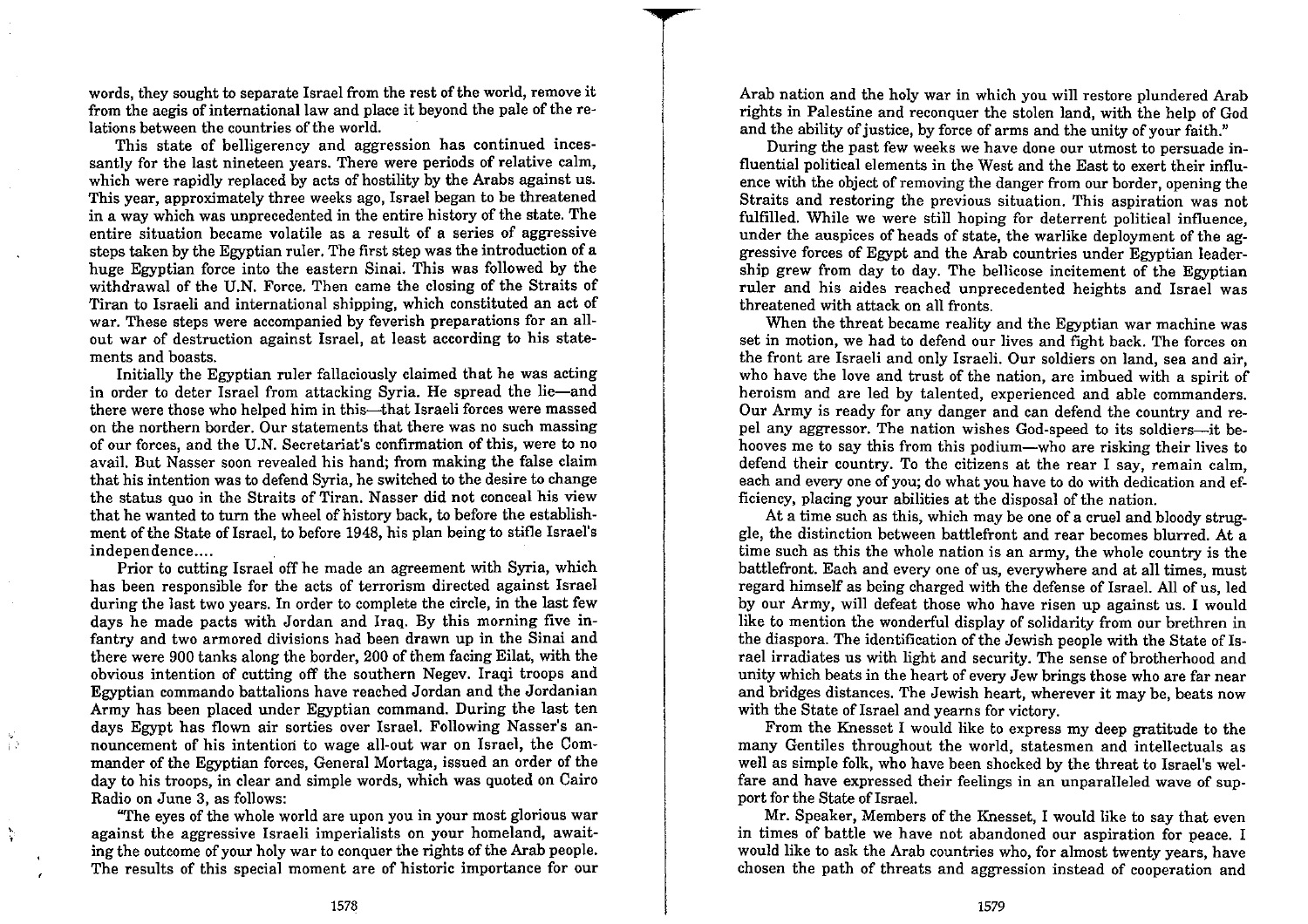words, they sought to separate Israel from the rest of the world, remove it from the aegis of international law and place it beyond the pale of the relations between the countries of the world.

This state of belligerency and aggression has continued incessantly for the last nineteen years. There were periods of relative calm, which were rapidly replaced by acts of hostility by the Arabs against us. This year, approximately three weeks ago, Israel began to be threatened in a way which was unprecedented in the entire history of the state. The entire situation became volatile as a result of a series of aggressive steps taken by the Egyptian ruler. The first step was the introduction of a huge Egyptian force into the eastern Sinai. This was followed by the withdrawal of the U.N. Force. Then came the closing of the Straits of Tiran to Israeli and international shipping, which constituted an act of war. These steps were accompanied by feverish preparations for an all-out war of destruction against Israel, at least according to his statements and boasts.

Initially the Egyptian ruler fallaciously claimed that he was acting in order to deter Israel from attacking Syria. He spread the lie—and there were those who helped him in this—that Israeli forces were massed on the northern border. Our statements that there was no such massing of our forces, and the U.N. Secretariat's confirmation of this, were to no avail. But Nasser soon revealed his hand; from making the false claim that his intention was to defend Syria, he switched to the desire to change the status quo in the Straits of Tiran. Nasser did not conceal his view that he wanted to turn the wheel of history back, to before the establishment of the State of Israel, to before 1948, his plan being to stifle Israel's independence....

Prior to cutting Israel off he made an agreement with Syria, which has been responsible for the acts of terrorism directed against Israel during the last two years. In order to complete the circle, in the last few days he made pacts with Jordan and Iraq. By this morning five infantry and two armored divisions had been drawn up in the Sinai and there were 900 tanks along the border, 200 of them facing Eilat, with the obvious intention of cutting off the southern Negev. Iraqi troops and Egyptian commando battalions have reached Jordan and the Jordanian Army has been placed under Egyptian command. During the last ten days Egypt has flown air sorties over Israel. Following Nasser's announcement of his intention to wage all-out war on Israel, the Commander of the Egyptian forces, General Mortaga, issued an order of the day to his troops, in clear and simple words, which was quoted on Cairo Radio on June 3, as follows:

"The eyes of the whole world are upon you in your most glorious war against the aggressive Israeli imperialists on your homeland, awaiting the outcome of your holy war to conquer the rights of the Arab people. The results of this special moment are of historic importance for our Arab nation and the holy war in which you will restore plundered Arab rights in Palestine and reconquer the stolen land, with the help of God and the ability of justice, by force of arms and the unity of your faith."

During the past few weeks we have done our utmost to persuade influential political elements in the West and the East to exert their influence with the object of removing the danger from our border, opening the Straits and restoring the previous situation. This aspiration was not fulfilled. While we were still hoping for deterrent political influence, under the auspices of heads of state, the warlike deployment of the aggressive forces of Egypt and the Arab countries under Egyptian leadership grew from day to day. The bellicose incitement of the Egyptian ruler and his aides reached unprecedented heights and Israel was threatened with attack on all fronts.

When the threat became reality and the Egyptian war machine was set in motion, we had to defend our lives and fight back. The forces on the front are Israeli and only Israeli. Our soldiers on land, sea and air, who have the love and trust of the nation, are imbued with a spirit of heroism and are led by talented, experienced and able commanders. Our Army is ready for any danger and can defend the country and repel any aggressor. The nation wishes God-speed to its soldiers—it behooves me to say this from this podium—who are risking their lives to defend their country. To the citizens at the rear I say, remain calm, each and every one of you; do what you have to do with dedication and efficiency, placing your abilities at the disposal of the nation.

At a time such as this, which may be one of a cruel and bloody struggle, the distinction between battlefront and rear becomes blurred. At a time such as this the whole nation is an army, the whole country is the battlefront. Each and every one of us, everywhere and at all times, must regard himself as being charged with the defense of Israel. All of us, led by our Army, will defeat those who have risen up against us. I would like to mention the wonderful display of solidarity from our brethren in the diaspora. The identification of the Jewish people with the State of Israel irradiates us with light and security. The sense of brotherhood and unity which beats in the heart of every Jew brings those who are far near and bridges distances. The Jewish heart, wherever it may be, beats now with the State of Israel and yearns for victory.

From the Knesset I would like to express my deep gratitude to the many Gentiles throughout the world, statesmen and intellectuals as well as simple folk, who have been shocked by the threat to Israel's welfare and have expressed their feelings in an unparalleled wave of support for the State of Israel.

Mr. Speaker, Members of the Knesset, I would like to say that even in times of battle we have not abandoned our aspiration for peace. I would like to ask the Arab countries who, for almost twenty years, have chosen the path of threats and aggression instead of cooperation and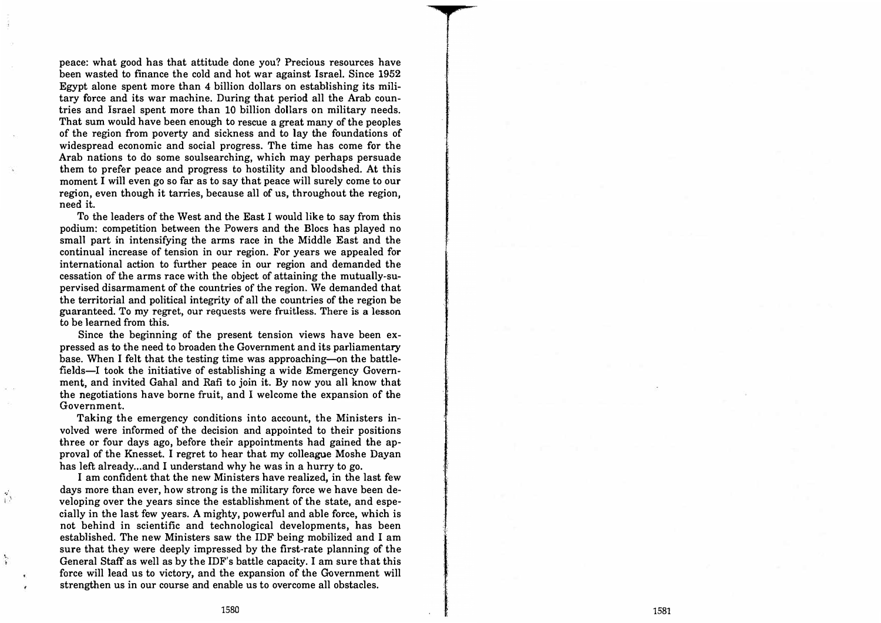peace: what good has that attitude done you? Precious resources have been wasted to finance the cold and hot war against Israel. Since 1952 Egypt alone spent more than 4 billion dollars on establishing its military force and its war machine. During that period all the Arab countries and Israel spent more than 10 billion dollars on military needs. That sum would have been enough to rescue a great many of the peoples of the region from poverty and sickness and to lay the foundations of widespread economic and social progress. The time has come for the Arab nations to do some soulsearching, which may perhaps persuade them to prefer peace and progress to hostility and bloodshed. At this moment I will even go so far as to say that peace will surely come to our region, even though it tarries, because all of us, throughout the region, need it.

To the leaders of the West and the East I would like to say from this podium: competition between the Powers and the Blocs has played no small part in intensifying the arms race in the Middle East and the continual increase of tension in our region. For years we appealed for international action to further peace in our region and demanded the cessation of the arms race with the object of attaining the mutually-supervised disarmament of the countries of the region. We demanded that the territorial and political integrity of all the countries of the region be guaranteed. To my regret, our requests were fruitless. There is a lesson to be learned from this.

Since the beginning of the present tension views have been expressed as to the need to broaden the Government and its parliamentary base. When I felt that the testing time was approaching—on the battlefields—I took the initiative of establishing a wide Emergency Government, and invited Gahal and Rafi to join it. By now you all know that the negotiations have borne fruit, and I welcome the expansion of the Government.

Taking the emergency conditions into account, the Ministers involved were informed of the decision and appointed to their positions three or four days ago, before their appointments had gained the approval of the Knesset. I regret to hear that my colleague Moshe Dayan has left already...and I understand why he was in a hurry to go.

I am confident that the new Ministers have realized, in the last few days more than ever, how strong is the military force we have been developing over the years since the establishment of the state, and especially in the last few years. A mighty, powerful and able force, which is not behind in scientific and technological developments, has been established. The new Ministers saw the IDF being mobilized and I am sure that they were deeply impressed by the first-rate planning of the General Staff as well as by the IDF's battle capacity. I am sure that this force will lead us to victory, and the expansion of the Government will strengthen us in our course and enable us to overcome all obstacles.